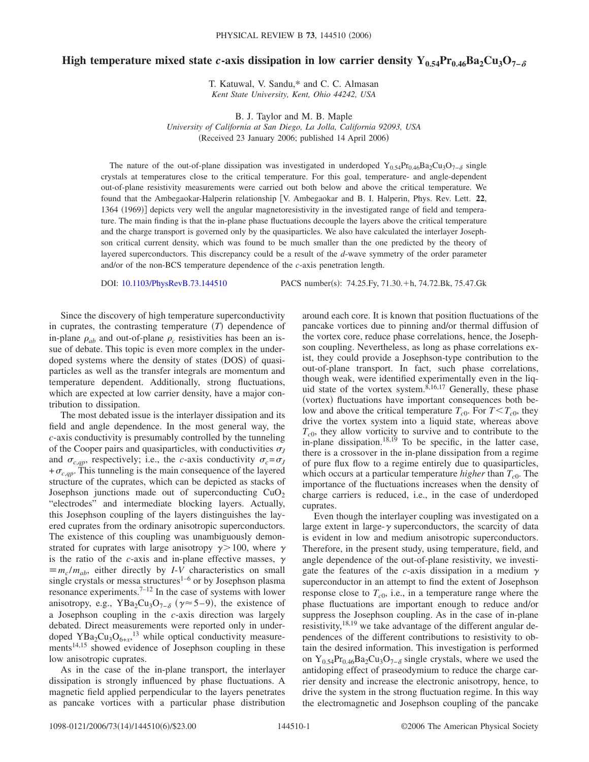# High temperature mixed state $c$-axis dissipation in low carrier density $Y_{0.54}Pr_{0.46}Ba_2Cu_3O_{7-\delta}$

T. Katuwal, V. Sandu,* and C. C. Almasan
*Kent State University, Kent, Ohio 44242, USA*

B. J. Taylor and M. B. Maple
*University of California at San Diego, La Jolla, California 92093, USA*
(Received 23 January 2006; published 14 April 2006)

The nature of the out-of-plane dissipation was investigated in underdoped $Y_{0.54}Pr_{0.46}Ba_2Cu_3O_{7-\delta}$ single crystals at temperatures close to the critical temperature. For this goal, temperature- and angle-dependent out-of-plane resistivity measurements were carried out both below and above the critical temperature. We found that the Ambegaokar-Halperin relationship [V. Ambegaokar and B. I. Halperin, Phys. Rev. Lett. **22**, 1364 (1969)] depicts very well the angular magnetoresistivity in the investigated range of field and temperature. The main finding is that the in-plane phase fluctuations decouple the layers above the critical temperature and the charge transport is governed only by the quasiparticles. We also have calculated the interlayer Josephson critical current density, which was found to be much smaller than the one predicted by the theory of layered superconductors. This discrepancy could be a result of the $d$-wave symmetry of the order parameter and/or of the non-BCS temperature dependence of the $c$-axis penetration length.

DOI: 10.1103/PhysRevB.73.144510 PACS number(s): 74.25.Fy, 71.30.+h, 74.72.Bk, 75.47.Gk

Since the discovery of high temperature superconductivity in cuprates, the contrasting temperature ($T$) dependence of in-plane $\rho_{ab}$ and out-of-plane $\rho_c$ resistivities has been an issue of debate. This topic is even more complex in the underdoped systems where the density of states (DOS) of quasiparticles as well as the transfer integrals are momentum and temperature dependent. Additionally, strong fluctuations, which are expected at low carrier density, have a major contribution to dissipation.

The most debated issue is the interlayer dissipation and its field and angle dependence. In the most general way, the $c$-axis conductivity is presumably controlled by the tunneling of the Cooper pairs and quasiparticles, with conductivities $\sigma_J$ and $\sigma_{c,qp}$, respectively; i.e., the $c$-axis conductivity $\sigma_c=\sigma_J+\sigma_{c,qp}$. This tunneling is the main consequence of the layered structure of the cuprates, which can be depicted as stacks of Josephson junctions made out of superconducting $CuO_2$ "electrodes" and intermediate blocking layers. Actually, this Josephson coupling of the layers distinguishes the layered cuprates from the ordinary anisotropic superconductors. The existence of this coupling was unambiguously demonstrated for cuprates with large anisotropy $\gamma>100$, where $\gamma$ is the ratio of the $c$-axis and in-plane effective masses, $\gamma\equiv m_c/m_{ab}$, either directly by $I$-$V$ characteristics on small single crystals or messa structures[1–6] or by Josephson plasma resonance experiments.[7–12] In the case of systems with lower anisotropy, e.g., $YBa_2Cu_3O_{7-\delta}$ ($\gamma\approx 5$–$9$), the existence of a Josephson coupling in the $c$-axis direction was largely debated. Direct measurements were reported only in underdoped $YBa_2Cu_3O_{6+x}$,[13] while optical conductivity measurements[14,15] showed evidence of Josephson coupling in these low anisotropic cuprates.

As in the case of the in-plane transport, the interlayer dissipation is strongly influenced by phase fluctuations. A magnetic field applied perpendicular to the layers penetrates as pancake vortices with a particular phase distribution around each core. It is known that position fluctuations of the pancake vortices due to pinning and/or thermal diffusion of the vortex core, reduce phase correlations, hence, the Josephson coupling. Nevertheless, as long as phase correlations exist, they could provide a Josephson-type contribution to the out-of-plane transport. In fact, such phase correlations, though weak, were identified experimentally even in the liquid state of the vortex system.[8,16,17] Generally, these phase (vortex) fluctuations have important consequences both below and above the critical temperature $T_{c0}$. For $T<T_{c0}$, they drive the vortex system into a liquid state, whereas above $T_{c0}$, they allow vorticity to survive and to contribute to the in-plane dissipation.[18,19] To be specific, in the latter case, there is a crossover in the in-plane dissipation from a regime of pure flux flow to a regime entirely due to quasiparticles, which occurs at a particular temperature *higher* than $T_{c0}$. The importance of the fluctuations increases when the density of charge carriers is reduced, i.e., in the case of underdoped cuprates.

Even though the interlayer coupling was investigated on a large extent in large-$\gamma$ superconductors, the scarcity of data is evident in low and medium anisotropic superconductors. Therefore, in the present study, using temperature, field, and angle dependence of the out-of-plane resistivity, we investigate the features of the $c$-axis dissipation in a medium $\gamma$ superconductor in an attempt to find the extent of Josephson response close to $T_{c0}$, i.e., in a temperature range where the phase fluctuations are important enough to reduce and/or suppress the Josephson coupling. As in the case of in-plane resistivity,[18,19] we take advantage of the different angular dependences of the different contributions to resistivity to obtain the desired information. This investigation is performed on $Y_{0.54}Pr_{0.46}Ba_2Cu_3O_{7-\delta}$ single crystals, where we used the antidoping effect of praseodymium to reduce the charge carrier density and increase the electronic anisotropy, hence, to drive the system in the strong fluctuation regime. In this way the electromagnetic and Josephson coupling of the pancake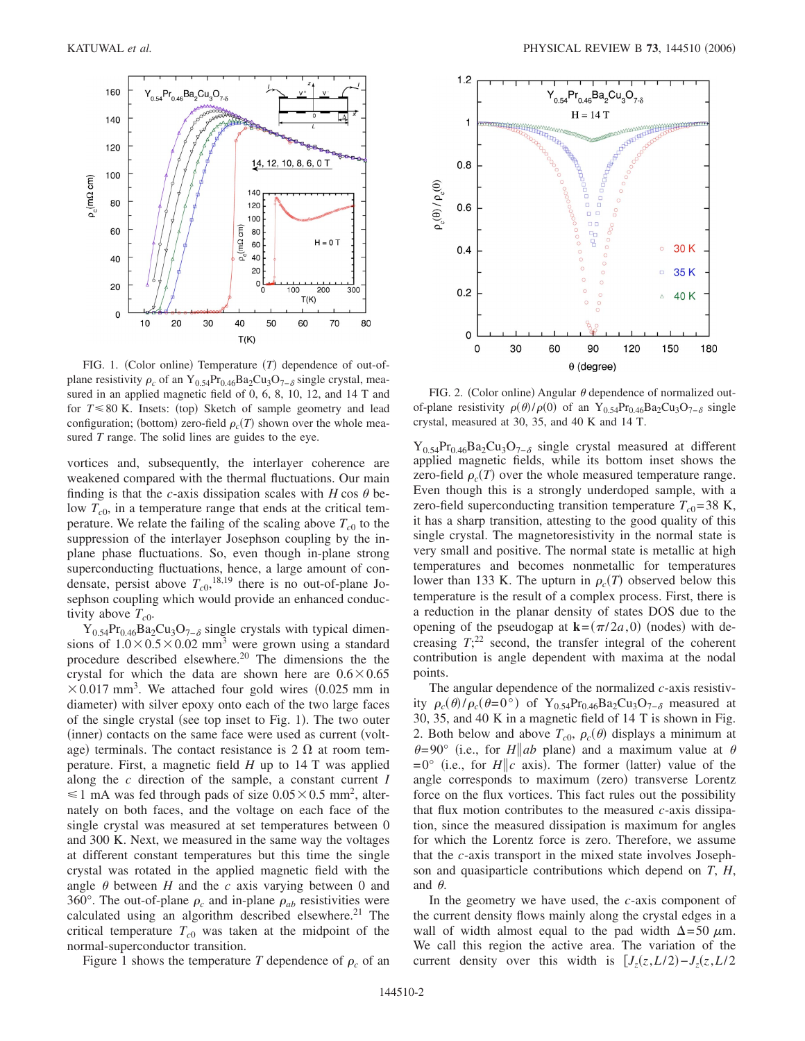FIG. 1. (Color online) Temperature ($T$) dependence of out-of-plane resistivity $\rho_c$ of an $Y_{0.54}Pr_{0.46}Ba_2Cu_3O_{7-\delta}$ single crystal, measured in an applied magnetic field of 0, 6, 8, 10, 12, and 14 T and for $T \leq 80$ K. Insets: (top) Sketch of sample geometry and lead configuration; (bottom) zero-field $\rho_c(T)$ shown over the whole measured $T$ range. The solid lines are guides to the eye.

FIG. 2. (Color online) Angular $\theta$ dependence of normalized out-of-plane resistivity $\rho(\theta)/\rho(0)$ of an $Y_{0.54}Pr_{0.46}Ba_2Cu_3O_{7-\delta}$ single crystal, measured at 30, 35, and 40 K and 14 T.

vortices and, subsequently, the interlayer coherence are weakened compared with the thermal fluctuations. Our main finding is that the $c$-axis dissipation scales with $H \cos \theta$ below $T_{c0}$, in a temperature range that ends at the critical temperature. We relate the failing of the scaling above $T_{c0}$ to the suppression of the interlayer Josephson coupling by the in-plane phase fluctuations. So, even though in-plane strong superconducting fluctuations, hence, a large amount of condensate, persist above $T_{c0}$,[18,19] there is no out-of-plane Josephson coupling which would provide an enhanced conductivity above $T_{c0}$.

$Y_{0.54}Pr_{0.46}Ba_2Cu_3O_{7-\delta}$ single crystals with typical dimensions of $1.0 \times 0.5 \times 0.02$ mm$^3$ were grown using a standard procedure described elsewhere.[20] The dimensions the the crystal for which the data are shown here are $0.6 \times 0.65 \times 0.017$ mm$^3$. We attached four gold wires (0.025 mm in diameter) with silver epoxy onto each of the two large faces of the single crystal (see top inset to Fig. 1). The two outer (inner) contacts on the same face were used as current (voltage) terminals. The contact resistance is 2 $\Omega$ at room temperature. First, a magnetic field $H$ up to 14 T was applied along the $c$ direction of the sample, a constant current $I \leq 1$ mA was fed through pads of size $0.05 \times 0.5$ mm$^2$, alternately on both faces, and the voltage on each face of the single crystal was measured at set temperatures between 0 and 300 K. Next, we measured in the same way the voltages at different constant temperatures but this time the single crystal was rotated in the applied magnetic field with the angle $\theta$ between $H$ and the $c$ axis varying between 0 and 360°. The out-of-plane $\rho_c$ and in-plane $\rho_{ab}$ resistivities were calculated using an algorithm described elsewhere.[21] The critical temperature $T_{c0}$ was taken at the midpoint of the normal-superconductor transition.

Figure 1 shows the temperature $T$ dependence of $\rho_c$ of an $Y_{0.54}Pr_{0.46}Ba_2Cu_3O_{7-\delta}$ single crystal measured at different applied magnetic fields, while its bottom inset shows the zero-field $\rho_c(T)$ over the whole measured temperature range. Even though this is a strongly underdoped sample, with a zero-field superconducting transition temperature $T_{c0} = 38$ K, it has a sharp transition, attesting to the good quality of this single crystal. The magnetoresistivity in the normal state is very small and positive. The normal state is metallic at high temperatures and becomes nonmetallic for temperatures lower than 133 K. The upturn in $\rho_c(T)$ observed below this temperature is the result of a complex process. First, there is a reduction in the planar density of states DOS due to the opening of the pseudogap at $\mathbf{k} = (\pi/2a, 0)$ (nodes) with decreasing $T$;[22] second, the transfer integral of the coherent contribution is angle dependent with maxima at the nodal points.

The angular dependence of the normalized $c$-axis resistivity $\rho_c(\theta)/\rho_c(\theta = 0°)$ of $Y_{0.54}Pr_{0.46}Ba_2Cu_3O_{7-\delta}$ measured at 30, 35, and 40 K in a magnetic field of 14 T is shown in Fig. 2. Both below and above $T_{c0}$, $\rho_c(\theta)$ displays a minimum at $\theta = 90°$ (i.e., for $H \| ab$ plane) and a maximum value at $\theta = 0°$ (i.e., for $H \| c$ axis). The former (latter) value of the angle corresponds to maximum (zero) transverse Lorentz force on the flux vortices. This fact rules out the possibility that flux motion contributes to the measured $c$-axis dissipation, since the measured dissipation is maximum for angles for which the Lorentz force is zero. Therefore, we assume that the $c$-axis transport in the mixed state involves Josephson and quasiparticle contributions which depend on $T$, $H$, and $\theta$.

In the geometry we have used, the $c$-axis component of the current density flows mainly along the crystal edges in a wall of width almost equal to the pad width $\Delta = 50$ $\mu$m. We call this region the active area. The variation of the current density over this width is $[J_z(z, L/2) - J_z(z, L/2$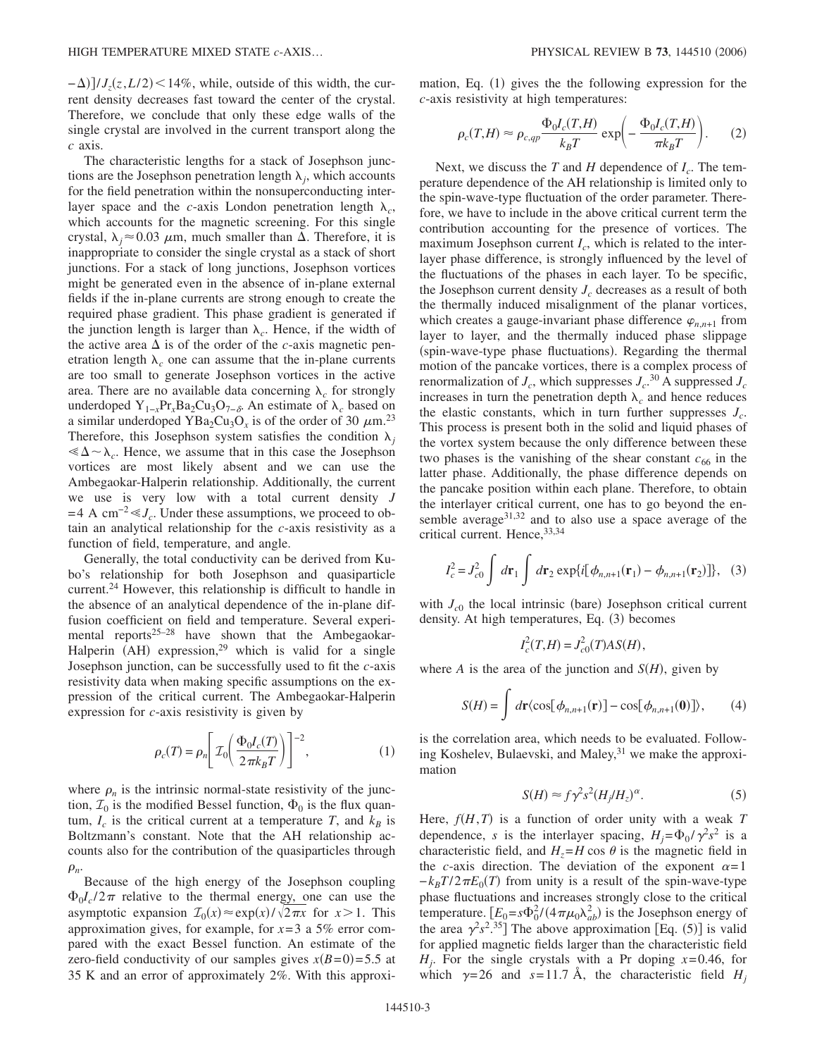$-\Delta)]/J_z(z,L/2)<14\%$, while, outside of this width, the current density decreases fast toward the center of the crystal. Therefore, we conclude that only these edge walls of the single crystal are involved in the current transport along the $c$ axis.

The characteristic lengths for a stack of Josephson junctions are the Josephson penetration length $\lambda_j$, which accounts for the field penetration within the nonsuperconducting interlayer space and the $c$-axis London penetration length $\lambda_c$, which accounts for the magnetic screening. For this single crystal, $\lambda_j \approx 0.03$ $\mu$m, much smaller than $\Delta$. Therefore, it is inappropriate to consider the single crystal as a stack of short junctions. For a stack of long junctions, Josephson vortices might be generated even in the absence of in-plane external fields if the in-plane currents are strong enough to create the required phase gradient. This phase gradient is generated if the junction length is larger than $\lambda_c$. Hence, if the width of the active area $\Delta$ is of the order of the $c$-axis magnetic penetration length $\lambda_c$ one can assume that the in-plane currents are too small to generate Josephson vortices in the active area. There are no available data concerning $\lambda_c$ for strongly underdoped $Y_{1-x}Pr_xBa_2Cu_3O_{7-\delta}$. An estimate of $\lambda_c$ based on a similar underdoped $YBa_2Cu_3O_x$ is of the order of 30 $\mu$m.[23] Therefore, this Josephson system satisfies the condition $\lambda_j \ll \Delta \sim \lambda_c$. Hence, we assume that in this case the Josephson vortices are most likely absent and we can use the Ambegaokar-Halperin relationship. Additionally, the current we use is very low with a total current density $J = 4$ A cm$^{-2} \ll J_c$. Under these assumptions, we proceed to obtain an analytical relationship for the $c$-axis resistivity as a function of field, temperature, and angle.

Generally, the total conductivity can be derived from Kubo's relationship for both Josephson and quasiparticle current.[24] However, this relationship is difficult to handle in the absence of an analytical dependence of the in-plane diffusion coefficient on field and temperature. Several experimental reports[25–28] have shown that the Ambegaokar-Halperin (AH) expression,[29] which is valid for a single Josephson junction, can be successfully used to fit the $c$-axis resistivity data when making specific assumptions on the expression of the critical current. The Ambegaokar-Halperin expression for $c$-axis resistivity is given by

$$\rho_c(T) = \rho_n \left[ \mathcal{I}_0\left( \frac{\Phi_0 I_c(T)}{2\pi k_B T} \right) \right]^{-2}, \tag{1}$$

where $\rho_n$ is the intrinsic normal-state resistivity of the junction, $\mathcal{I}_0$ is the modified Bessel function, $\Phi_0$ is the flux quantum, $I_c$ is the critical current at a temperature $T$, and $k_B$ is Boltzmann's constant. Note that the AH relationship accounts also for the contribution of the quasiparticles through $\rho_n$.

Because of the high energy of the Josephson coupling $\Phi_0 I_c / 2\pi$ relative to the thermal energy, one can use the asymptotic expansion $\mathcal{I}_0(x) \approx \exp(x)/\sqrt{2\pi x}$ for $x>1$. This approximation gives, for example, for $x=3$ a 5% error compared with the exact Bessel function. An estimate of the zero-field conductivity of our samples gives $x(B=0)=5.5$ at 35 K and an error of approximately 2%. With this approximation, Eq. (1) gives the the following expression for the $c$-axis resistivity at high temperatures:

$$\rho_c(T,H) \approx \rho_{c,qp} \frac{\Phi_0 I_c(T,H)}{k_B T} \exp\left( -\frac{\Phi_0 I_c(T,H)}{\pi k_B T} \right). \tag{2}$$

Next, we discuss the $T$ and $H$ dependence of $I_c$. The temperature dependence of the AH relationship is limited only to the spin-wave-type fluctuation of the order parameter. Therefore, we have to include in the above critical current term the contribution accounting for the presence of vortices. The maximum Josephson current $I_c$, which is related to the interlayer phase difference, is strongly influenced by the level of the fluctuations of the phases in each layer. To be specific, the Josephson current density $J_c$ decreases as a result of both the thermally induced misalignment of the planar vortices, which creates a gauge-invariant phase difference $\varphi_{n,n+1}$ from layer to layer, and the thermally induced phase slippage (spin-wave-type phase fluctuations). Regarding the thermal motion of the pancake vortices, there is a complex process of renormalization of $J_c$, which suppresses $J_c$.[30] A suppressed $J_c$ increases in turn the penetration depth $\lambda_c$ and hence reduces the elastic constants, which in turn further suppresses $J_c$. This process is present both in the solid and liquid phases of the vortex system because the only difference between these two phases is the vanishing of the shear constant $c_{66}$ in the latter phase. Additionally, the phase difference depends on the pancake position within each plane. Therefore, to obtain the interlayer critical current, one has to go beyond the ensemble average[31,32] and to also use a space average of the critical current. Hence,[33,34]

$$I_c^2 = J_{c0}^2 \int d\mathbf{r}_1 \int d\mathbf{r}_2 \exp\{ i[\phi_{n,n+1}(\mathbf{r}_1) - \phi_{n,n+1}(\mathbf{r}_2)] \}, \tag{3}$$

with $J_{c0}$ the local intrinsic (bare) Josephson critical current density. At high temperatures, Eq. (3) becomes

$$I_c^2(T,H) = J_{c0}^2(T) A S(H),$$

where $A$ is the area of the junction and $S(H)$, given by

$$S(H) = \int d\mathbf{r} \langle \cos[\phi_{n,n+1}(\mathbf{r})] - \cos[\phi_{n,n+1}(\mathbf{0})] \rangle, \tag{4}$$

is the correlation area, which needs to be evaluated. Following Koshelev, Bulaevski, and Maley,[31] we make the approximation

$$S(H) \approx f \gamma^2 s^2 (H_j/H_z)^{\alpha}. \tag{5}$$

Here, $f(H,T)$ is a function of order unity with a weak $T$ dependence, $s$ is the interlayer spacing, $H_j = \Phi_0/\gamma^2 s^2$ is a characteristic field, and $H_z = H\cos\theta$ is the magnetic field in the $c$-axis direction. The deviation of the exponent $\alpha = 1 - k_B T / 2\pi E_0(T)$ from unity is a result of the spin-wave-type phase fluctuations and increases strongly close to the critical temperature. [$E_0 = s\Phi_0^2/(4\pi\mu_0\lambda_{ab}^2)$ is the Josephson energy of the area $\gamma^2 s^2$.[35]] The above approximation [Eq. (5)] is valid for applied magnetic fields larger than the characteristic field $H_j$. For the single crystals with a Pr doping $x=0.46$, for which $\gamma = 26$ and $s = 11.7$ Å, the characteristic field $H_j$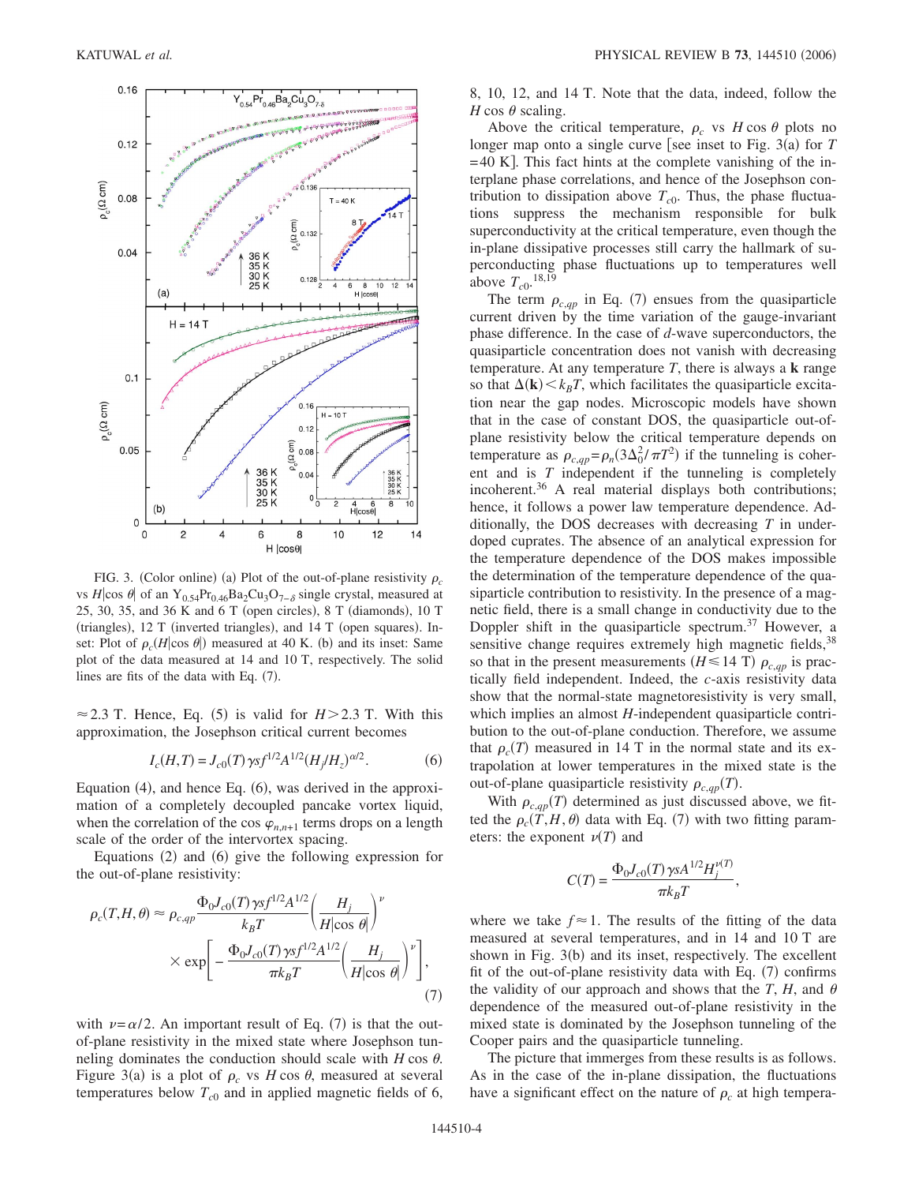FIG. 3. (Color online) (a) Plot of the out-of-plane resistivity $\rho_c$ vs $H|\cos\theta|$ of an $Y_{0.54}Pr_{0.46}Ba_2Cu_3O_{7-\delta}$ single crystal, measured at 25, 30, 35, and 36 K and 6 T (open circles), 8 T (diamonds), 10 T (triangles), 12 T (inverted triangles), and 14 T (open squares). Inset: Plot of $\rho_c(H|\cos\theta|)$ measured at 40 K. (b) and its inset: Same plot of the data measured at 14 and 10 T, respectively. The solid lines are fits of the data with Eq. (7).

$\approx 2.3$ T. Hence, Eq. (5) is valid for $H > 2.3$ T. With this approximation, the Josephson critical current becomes

$$I_c(H,T) = J_{c0}(T)\gamma s f^{1/2} A^{1/2} (H_j/H_z)^{\alpha/2}. \tag{6}$$

Equation (4), and hence Eq. (6), was derived in the approximation of a completely decoupled pancake vortex liquid, when the correlation of the cos $\varphi_{n,n+1}$ terms drops on a length scale of the order of the intervortex spacing.

Equations (2) and (6) give the following expression for the out-of-plane resistivity:

$$\rho_c(T,H,\theta) \approx \rho_{c,qp} \frac{\Phi_0 J_{c0}(T)\gamma s f^{1/2} A^{1/2}}{k_B T} \left(\frac{H_j}{H|\cos\theta|}\right)^{\nu} \times \exp\left[-\frac{\Phi_0 J_{c0}(T)\gamma s f^{1/2} A^{1/2}}{\pi k_B T}\left(\frac{H_j}{H|\cos\theta|}\right)^{\nu}\right], \tag{7}$$

with $\nu = \alpha/2$. An important result of Eq. (7) is that the out-of-plane resistivity in the mixed state where Josephson tunneling dominates the conduction should scale with $H\cos\theta$. Figure 3(a) is a plot of $\rho_c$ vs $H\cos\theta$, measured at several temperatures below $T_{c0}$ and in applied magnetic fields of 6, 8, 10, 12, and 14 T. Note that the data, indeed, follow the $H\cos\theta$ scaling.

Above the critical temperature, $\rho_c$ vs $H\cos\theta$ plots no longer map onto a single curve [see inset to Fig. 3(a) for $T = 40$ K]. This fact hints at the complete vanishing of the interplane phase correlations, and hence of the Josephson contribution to dissipation above $T_{c0}$. Thus, the phase fluctuations suppress the mechanism responsible for bulk superconductivity at the critical temperature, even though the in-plane dissipative processes still carry the hallmark of superconducting phase fluctuations up to temperatures well above $T_{c0}$.[18,19]

The term $\rho_{c,qp}$ in Eq. (7) ensues from the quasiparticle current driven by the time variation of the gauge-invariant phase difference. In the case of $d$-wave superconductors, the quasiparticle concentration does not vanish with decreasing temperature. At any temperature $T$, there is always a **k** range so that $\Delta(\mathbf{k}) < k_B T$, which facilitates the quasiparticle excitation near the gap nodes. Microscopic models have shown that in the case of constant DOS, the quasiparticle out-of-plane resistivity below the critical temperature depends on temperature as $\rho_{c,qp} = \rho_n(3\Delta_0^2/\pi T^2)$ if the tunneling is coherent and is $T$ independent if the tunneling is completely incoherent.[36] A real material displays both contributions; hence, it follows a power law temperature dependence. Additionally, the DOS decreases with decreasing $T$ in underdoped cuprates. The absence of an analytical expression for the temperature dependence of the DOS makes impossible the determination of the temperature dependence of the quasiparticle contribution to resistivity. In the presence of a magnetic field, there is a small change in conductivity due to the Doppler shift in the quasiparticle spectrum.[37] However, a sensitive change requires extremely high magnetic fields,[38] so that in the present measurements ($H \leq 14$ T) $\rho_{c,qp}$ is practically field independent. Indeed, the $c$-axis resistivity data show that the normal-state magnetoresistivity is very small, which implies an almost $H$-independent quasiparticle contribution to the out-of-plane conduction. Therefore, we assume that $\rho_c(T)$ measured in 14 T in the normal state and its extrapolation at lower temperatures in the mixed state is the out-of-plane quasiparticle resistivity $\rho_{c,qp}(T)$.

With $\rho_{c,qp}(T)$ determined as just discussed above, we fitted the $\rho_c(T,H,\theta)$ data with Eq. (7) with two fitting parameters: the exponent $\nu(T)$ and

$$C(T) = \frac{\Phi_0 J_{c0}(T)\gamma s A^{1/2} H_j^{\nu(T)}}{\pi k_B T},$$

where we take $f \approx 1$. The results of the fitting of the data measured at several temperatures, and in 14 and 10 T are shown in Fig. 3(b) and its inset, respectively. The excellent fit of the out-of-plane resistivity data with Eq. (7) confirms the validity of our approach and shows that the $T$, $H$, and $\theta$ dependence of the measured out-of-plane resistivity in the mixed state is dominated by the Josephson tunneling of the Cooper pairs and the quasiparticle tunneling.

The picture that immerges from these results is as follows. As in the case of the in-plane dissipation, the fluctuations have a significant effect on the nature of $\rho_c$ at high tempera-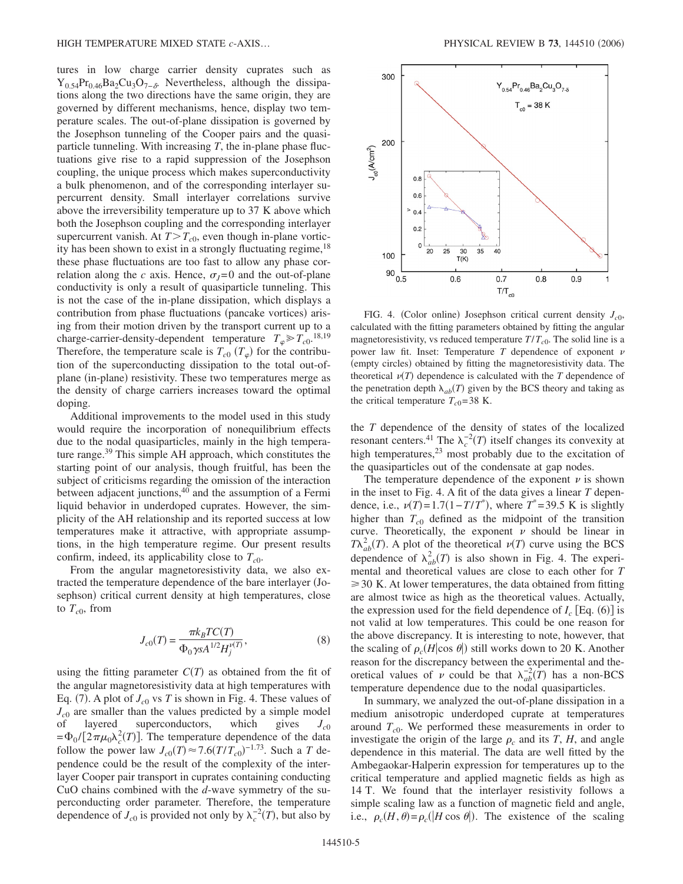tures in low charge carrier density cuprates such as $Y_{0.54}Pr_{0.46}Ba_2Cu_3O_{7-\delta}$. Nevertheless, although the dissipations along the two directions have the same origin, they are governed by different mechanisms, hence, display two temperature scales. The out-of-plane dissipation is governed by the Josephson tunneling of the Cooper pairs and the quasiparticle tunneling. With increasing $T$, the in-plane phase fluctuations give rise to a rapid suppression of the Josephson coupling, the unique process which makes superconductivity a bulk phenomenon, and of the corresponding interlayer supercurrent density. Small interlayer correlations survive above the irreversibility temperature up to 37 K above which both the Josephson coupling and the corresponding interlayer supercurrent vanish. At $T > T_{c0}$, even though in-plane vorticity has been shown to exist in a strongly fluctuating regime,[18] these phase fluctuations are too fast to allow any phase correlation along the $c$ axis. Hence, $\sigma_J = 0$ and the out-of-plane conductivity is only a result of quasiparticle tunneling. This is not the case of the in-plane dissipation, which displays a contribution from phase fluctuations (pancake vortices) arising from their motion driven by the transport current up to a charge-carrier-density-dependent temperature $T_\varphi \gg T_{c0}$.[18,19] Therefore, the temperature scale is $T_{c0}$ ($T_\varphi$) for the contribution of the superconducting dissipation to the total out-of-plane (in-plane) resistivity. These two temperatures merge as the density of charge carriers increases toward the optimal doping.

Additional improvements to the model used in this study would require the incorporation of nonequilibrium effects due to the nodal quasiparticles, mainly in the high temperature range.[39] This simple AH approach, which constitutes the starting point of our analysis, though fruitful, has been the subject of criticisms regarding the omission of the interaction between adjacent junctions,[40] and the assumption of a Fermi liquid behavior in underdoped cuprates. However, the simplicity of the AH relationship and its reported success at low temperatures make it attractive, with appropriate assumptions, in the high temperature regime. Our present results confirm, indeed, its applicability close to $T_{c0}$.

From the angular magnetoresistivity data, we also extracted the temperature dependence of the bare interlayer (Josephson) critical current density at high temperatures, close to $T_{c0}$, from

$$J_{c0}(T) = \frac{\pi k_B T C(T)}{\Phi_0 \gamma s A^{1/2} H_j^{\nu(T)}}, \tag{8}$$

using the fitting parameter $C(T)$ as obtained from the fit of the angular magnetoresistivity data at high temperatures with Eq. (7). A plot of $J_{c0}$ vs $T$ is shown in Fig. 4. These values of $J_{c0}$ are smaller than the values predicted by a simple model of layered superconductors, which gives $J_{c0} = \Phi_0/[2\pi\mu_0\lambda_c^2(T)]$. The temperature dependence of the data follow the power law $J_{c0}(T) \approx 7.6(T/T_{c0})^{-1.73}$. Such a $T$ dependence could be the result of the complexity of the interlayer Cooper pair transport in cuprates containing conducting CuO chains combined with the $d$-wave symmetry of the superconducting order parameter. Therefore, the temperature dependence of $J_{c0}$ is provided not only by $\lambda_c^{-2}(T)$, but also by the $T$ dependence of the density of states of the localized resonant centers.[41] The $\lambda_c^{-2}(T)$ itself changes its convexity at high temperatures,[23] most probably due to the excitation of the quasiparticles out of the condensate at gap nodes.

FIG. 4. (Color online) Josephson critical current density $J_{c0}$, calculated with the fitting parameters obtained by fitting the angular magnetoresistivity, vs reduced temperature $T/T_{c0}$. The solid line is a power law fit. Inset: Temperature $T$ dependence of exponent $\nu$ (empty circles) obtained by fitting the magnetoresistivity data. The theoretical $\nu(T)$ dependence is calculated with the $T$ dependence of the penetration depth $\lambda_{ab}(T)$ given by the BCS theory and taking as the critical temperature $T_{c0} = 38$ K.

The temperature dependence of the exponent $\nu$ is shown in the inset to Fig. 4. A fit of the data gives a linear $T$ dependence, i.e., $\nu(T) = 1.7(1 - T/T^*)$, where $T^* = 39.5$ K is slightly higher than $T_{c0}$ defined as the midpoint of the transition curve. Theoretically, the exponent $\nu$ should be linear in $T\lambda_{ab}^2(T)$. A plot of the theoretical $\nu(T)$ curve using the BCS dependence of $\lambda_{ab}^2(T)$ is also shown in Fig. 4. The experimental and theoretical values are close to each other for $T \geq 30$ K. At lower temperatures, the data obtained from fitting are almost twice as high as the theoretical values. Actually, the expression used for the field dependence of $I_c$ [Eq. (6)] is not valid at low temperatures. This could be one reason for the above discrepancy. It is interesting to note, however, that the scaling of $\rho_c(H|\cos\theta|)$ still works down to 20 K. Another reason for the discrepancy between the experimental and theoretical values of $\nu$ could be that $\lambda_{ab}^{-2}(T)$ has a non-BCS temperature dependence due to the nodal quasiparticles.

In summary, we analyzed the out-of-plane dissipation in a medium anisotropic underdoped cuprate at temperatures around $T_{c0}$. We performed these measurements in order to investigate the origin of the large $\rho_c$ and its $T$, $H$, and angle dependence in this material. The data are well fitted by the Ambegaokar-Halperin expression for temperatures up to the critical temperature and applied magnetic fields as high as 14 T. We found that the interlayer resistivity follows a simple scaling law as a function of magnetic field and angle, i.e., $\rho_c(H,\theta) = \rho_c(|H\cos\theta|)$. The existence of the scaling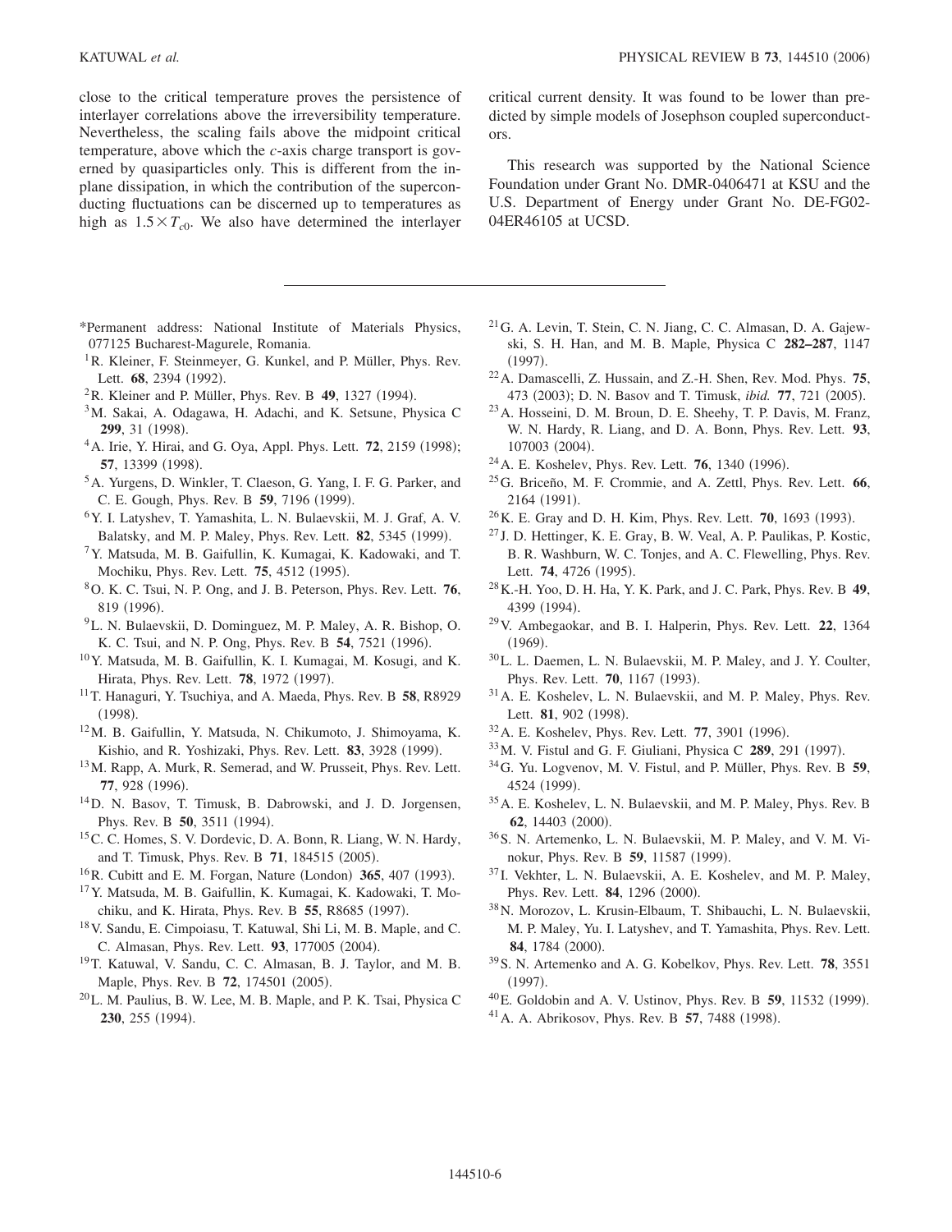close to the critical temperature proves the persistence of interlayer correlations above the irreversibility temperature. Nevertheless, the scaling fails above the midpoint critical temperature, above which the $c$-axis charge transport is governed by quasiparticles only. This is different from the in-plane dissipation, in which the contribution of the superconducting fluctuations can be discerned up to temperatures as high as $1.5\times T_{c0}$. We also have determined the interlayer critical current density. It was found to be lower than predicted by simple models of Josephson coupled superconductors.

This research was supported by the National Science Foundation under Grant No. DMR-0406471 at KSU and the U.S. Department of Energy under Grant No. DE-FG02-04ER46105 at UCSD.

---

*Permanent address: National Institute of Materials Physics, 077125 Bucharest-Magurele, Romania.

[1] R. Kleiner, F. Steinmeyer, G. Kunkel, and P. Müller, Phys. Rev. Lett. **68**, 2394 (1992).

[2] R. Kleiner and P. Müller, Phys. Rev. B **49**, 1327 (1994).

[3] M. Sakai, A. Odagawa, H. Adachi, and K. Setsune, Physica C **299**, 31 (1998).

[4] A. Irie, Y. Hirai, and G. Oya, Appl. Phys. Lett. **72**, 2159 (1998); **57**, 13399 (1998).

[5] A. Yurgens, D. Winkler, T. Claeson, G. Yang, I. F. G. Parker, and C. E. Gough, Phys. Rev. B **59**, 7196 (1999).

[6] Y. I. Latyshev, T. Yamashita, L. N. Bulaevskii, M. J. Graf, A. V. Balatsky, and M. P. Maley, Phys. Rev. Lett. **82**, 5345 (1999).

[7] Y. Matsuda, M. B. Gaifullin, K. Kumagai, K. Kadowaki, and T. Mochiku, Phys. Rev. Lett. **75**, 4512 (1995).

[8] O. K. C. Tsui, N. P. Ong, and J. B. Peterson, Phys. Rev. Lett. **76**, 819 (1996).

[9] L. N. Bulaevskii, D. Dominguez, M. P. Maley, A. R. Bishop, O. K. C. Tsui, and N. P. Ong, Phys. Rev. B **54**, 7521 (1996).

[10] Y. Matsuda, M. B. Gaifullin, K. I. Kumagai, M. Kosugi, and K. Hirata, Phys. Rev. Lett. **78**, 1972 (1997).

[11] T. Hanaguri, Y. Tsuchiya, and A. Maeda, Phys. Rev. B **58**, R8929 (1998).

[12] M. B. Gaifullin, Y. Matsuda, N. Chikumoto, J. Shimoyama, K. Kishio, and R. Yoshizaki, Phys. Rev. Lett. **83**, 3928 (1999).

[13] M. Rapp, A. Murk, R. Semerad, and W. Prusseit, Phys. Rev. Lett. **77**, 928 (1996).

[14] D. N. Basov, T. Timusk, B. Dabrowski, and J. D. Jorgensen, Phys. Rev. B **50**, 3511 (1994).

[15] C. C. Homes, S. V. Dordevic, D. A. Bonn, R. Liang, W. N. Hardy, and T. Timusk, Phys. Rev. B **71**, 184515 (2005).

[16] R. Cubitt and E. M. Forgan, Nature (London) **365**, 407 (1993).

[17] Y. Matsuda, M. B. Gaifullin, K. Kumagai, K. Kadowaki, T. Mochiku, and K. Hirata, Phys. Rev. B **55**, R8685 (1997).

[18] V. Sandu, E. Cimpoiasu, T. Katuwal, Shi Li, M. B. Maple, and C. C. Almasan, Phys. Rev. Lett. **93**, 177005 (2004).

[19] T. Katuwal, V. Sandu, C. C. Almasan, B. J. Taylor, and M. B. Maple, Phys. Rev. B **72**, 174501 (2005).

[20] L. M. Paulius, B. W. Lee, M. B. Maple, and P. K. Tsai, Physica C **230**, 255 (1994).

[21] G. A. Levin, T. Stein, C. N. Jiang, C. C. Almasan, D. A. Gajewski, S. H. Han, and M. B. Maple, Physica C **282–287**, 1147 (1997).

[22] A. Damascelli, Z. Hussain, and Z.-H. Shen, Rev. Mod. Phys. **75**, 473 (2003); D. N. Basov and T. Timusk, *ibid.* **77**, 721 (2005).

[23] A. Hosseini, D. M. Broun, D. E. Sheehy, T. P. Davis, M. Franz, W. N. Hardy, R. Liang, and D. A. Bonn, Phys. Rev. Lett. **93**, 107003 (2004).

[24] A. E. Koshelev, Phys. Rev. Lett. **76**, 1340 (1996).

[25] G. Briceño, M. F. Crommie, and A. Zettl, Phys. Rev. Lett. **66**, 2164 (1991).

[26] K. E. Gray and D. H. Kim, Phys. Rev. Lett. **70**, 1693 (1993).

[27] J. D. Hettinger, K. E. Gray, B. W. Veal, A. P. Paulikas, P. Kostic, B. R. Washburn, W. C. Tonjes, and A. C. Flewelling, Phys. Rev. Lett. **74**, 4726 (1995).

[28] K.-H. Yoo, D. H. Ha, Y. K. Park, and J. C. Park, Phys. Rev. B **49**, 4399 (1994).

[29] V. Ambegaokar, and B. I. Halperin, Phys. Rev. Lett. **22**, 1364 (1969).

[30] L. L. Daemen, L. N. Bulaevskii, M. P. Maley, and J. Y. Coulter, Phys. Rev. Lett. **70**, 1167 (1993).

[31] A. E. Koshelev, L. N. Bulaevskii, and M. P. Maley, Phys. Rev. Lett. **81**, 902 (1998).

[32] A. E. Koshelev, Phys. Rev. Lett. **77**, 3901 (1996).

[33] M. V. Fistul and G. F. Giuliani, Physica C **289**, 291 (1997).

[34] G. Yu. Logvenov, M. V. Fistul, and P. Müller, Phys. Rev. B **59**, 4524 (1999).

[35] A. E. Koshelev, L. N. Bulaevskii, and M. P. Maley, Phys. Rev. B **62**, 14403 (2000).

[36] S. N. Artemenko, L. N. Bulaevskii, M. P. Maley, and V. M. Vinokur, Phys. Rev. B **59**, 11587 (1999).

[37] I. Vekhter, L. N. Bulaevskii, A. E. Koshelev, and M. P. Maley, Phys. Rev. Lett. **84**, 1296 (2000).

[38] N. Morozov, L. Krusin-Elbaum, T. Shibauchi, L. N. Bulaevskii, M. P. Maley, Yu. I. Latyshev, and T. Yamashita, Phys. Rev. Lett. **84**, 1784 (2000).

[39] S. N. Artemenko and A. G. Kobelkov, Phys. Rev. Lett. **78**, 3551 (1997).

[40] E. Goldobin and A. V. Ustinov, Phys. Rev. B **59**, 11532 (1999).

[41] A. A. Abrikosov, Phys. Rev. B **57**, 7488 (1998).